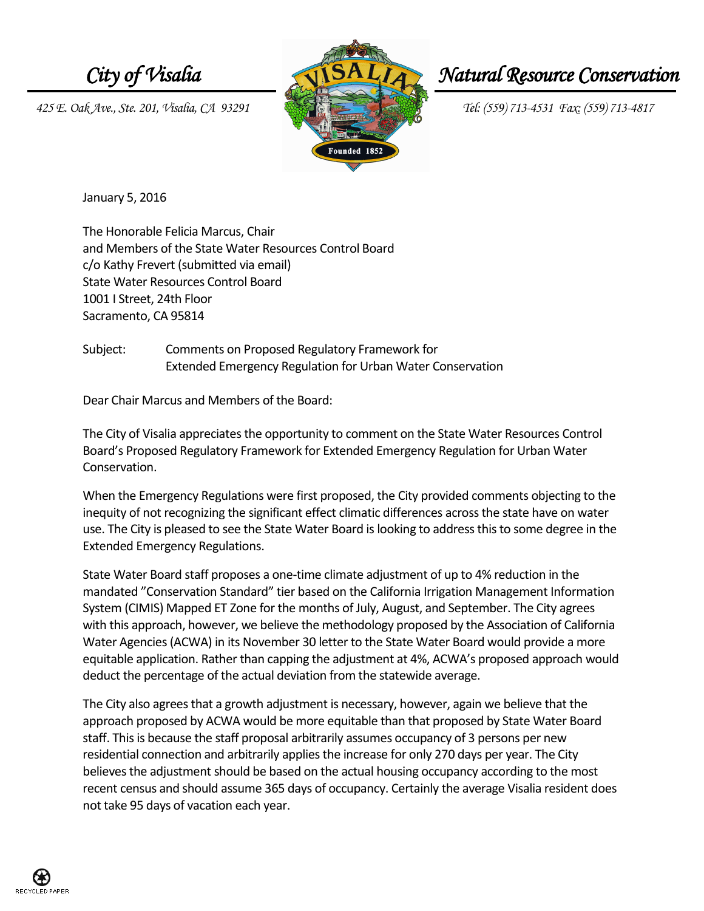*City of Visalia*

*425 E. Oak Ave., Ste. 201, Visalia, CA 93291*

*Natural Resource Conservation*

*Tel: (559) 713-4531 Fax: (559) 713-4817*

January 5, 2016

The Honorable Felicia Marcus, Chair
and Members of the State Water Resources Control Board
c/o Kathy Frevert (submitted via email)
State Water Resources Control Board
1001 I Street, 24th Floor
Sacramento, CA 95814

Subject: Comments on Proposed Regulatory Framework for Extended Emergency Regulation for Urban Water Conservation

Dear Chair Marcus and Members of the Board:

The City of Visalia appreciates the opportunity to comment on the State Water Resources Control Board's Proposed Regulatory Framework for Extended Emergency Regulation for Urban Water Conservation.

When the Emergency Regulations were first proposed, the City provided comments objecting to the inequity of not recognizing the significant effect climatic differences across the state have on water use. The City is pleased to see the State Water Board is looking to address this to some degree in the Extended Emergency Regulations.

State Water Board staff proposes a one-time climate adjustment of up to 4% reduction in the mandated "Conservation Standard" tier based on the California Irrigation Management Information System (CIMIS) Mapped ET Zone for the months of July, August, and September. The City agrees with this approach, however, we believe the methodology proposed by the Association of California Water Agencies (ACWA) in its November 30 letter to the State Water Board would provide a more equitable application. Rather than capping the adjustment at 4%, ACWA's proposed approach would deduct the percentage of the actual deviation from the statewide average.

The City also agrees that a growth adjustment is necessary, however, again we believe that the approach proposed by ACWA would be more equitable than that proposed by State Water Board staff. This is because the staff proposal arbitrarily assumes occupancy of 3 persons per new residential connection and arbitrarily applies the increase for only 270 days per year. The City believes the adjustment should be based on the actual housing occupancy according to the most recent census and should assume 365 days of occupancy. Certainly the average Visalia resident does not take 95 days of vacation each year.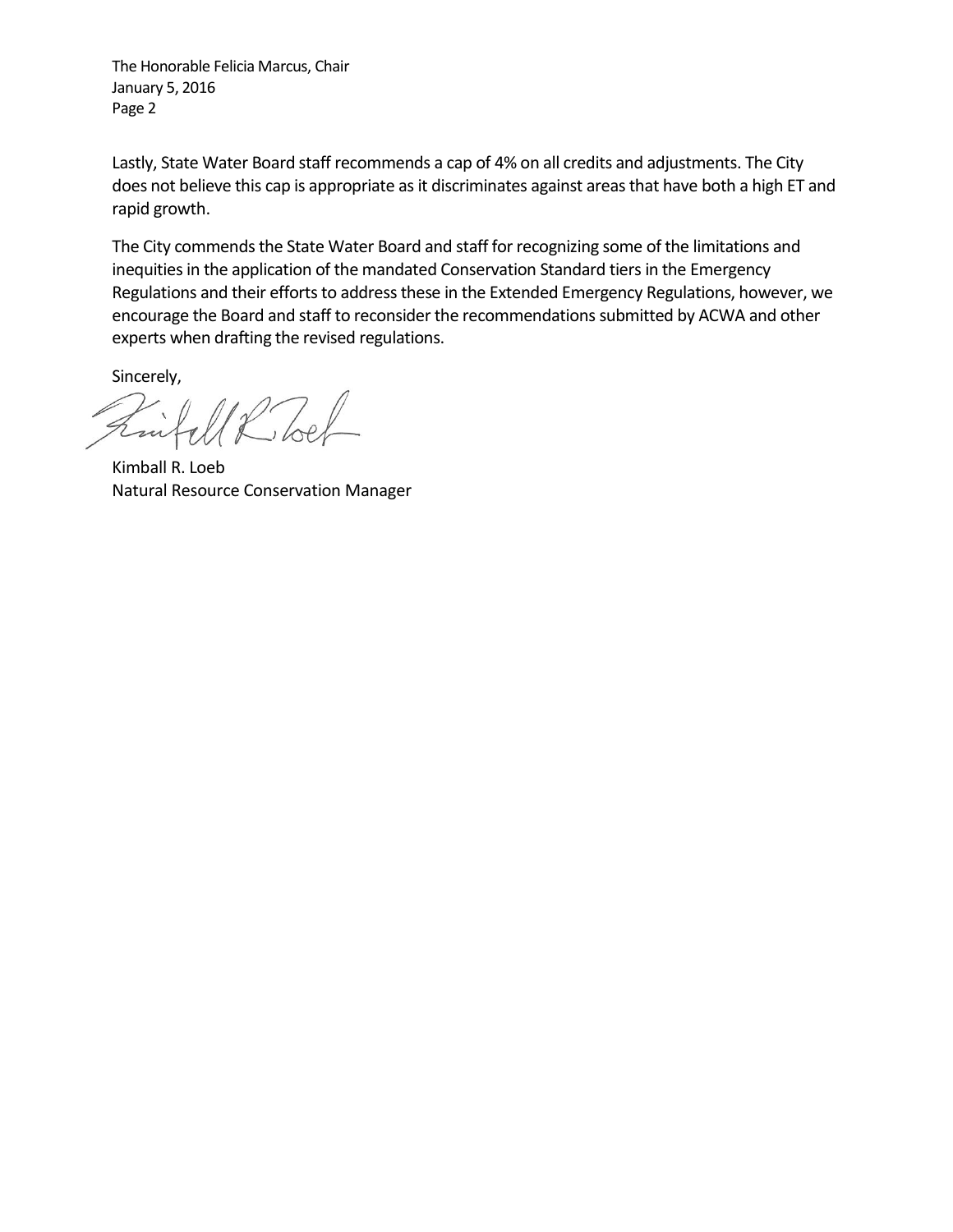Lastly, State Water Board staff recommends a cap of 4% on all credits and adjustments. The City does not believe this cap is appropriate as it discriminates against areas that have both a high ET and rapid growth.

The City commends the State Water Board and staff for recognizing some of the limitations and inequities in the application of the mandated Conservation Standard tiers in the Emergency Regulations and their efforts to address these in the Extended Emergency Regulations, however, we encourage the Board and staff to reconsider the recommendations submitted by ACWA and other experts when drafting the revised regulations.

Sincerely,

Kimball R. Loeb
Natural Resource Conservation Manager